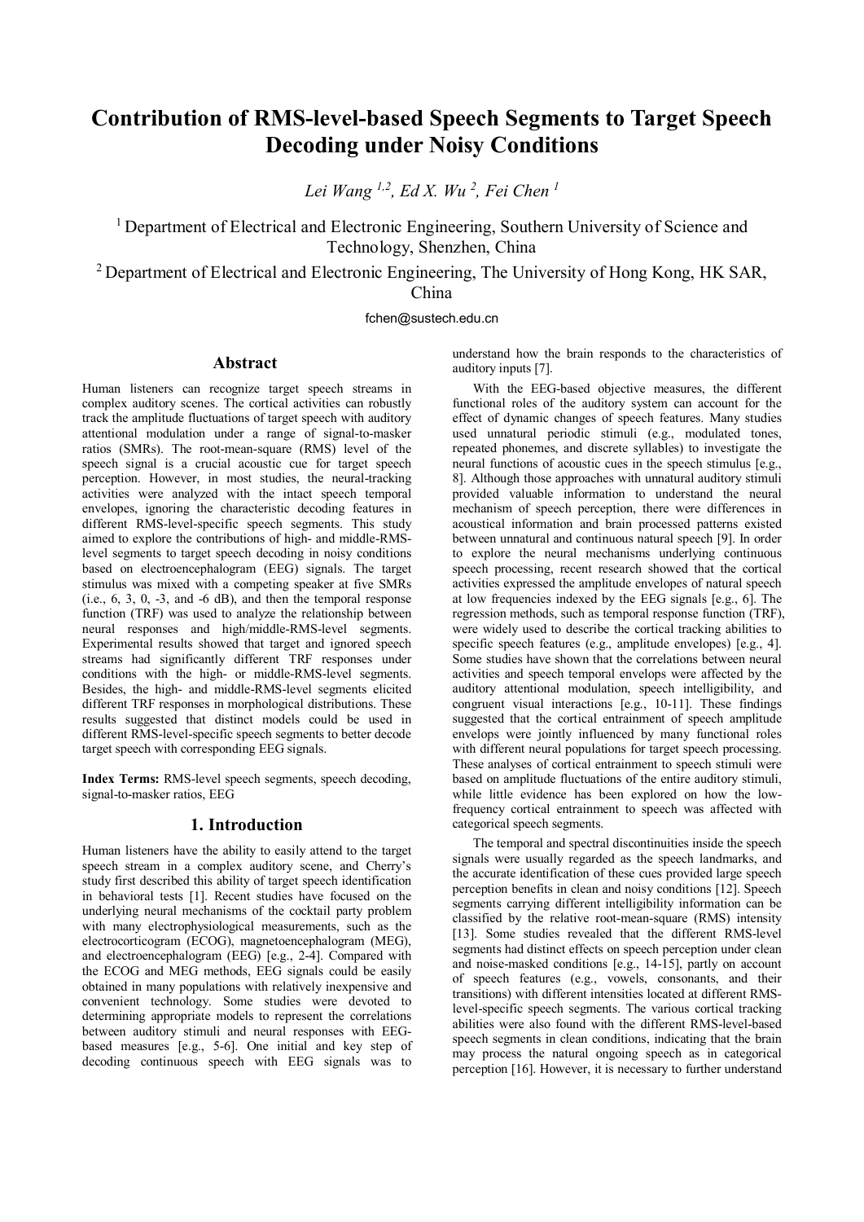# Contribution of RMS-level-based Speech Segments to Target Speech Decoding under Noisy Conditions

*Lei Wang [1,2], Ed X. Wu [2], Fei Chen [1]*

[1] Department of Electrical and Electronic Engineering, Southern University of Science and Technology, Shenzhen, China

[2] Department of Electrical and Electronic Engineering, The University of Hong Kong, HK SAR, China

fchen@sustech.edu.cn

## Abstract

Human listeners can recognize target speech streams in complex auditory scenes. The cortical activities can robustly track the amplitude fluctuations of target speech with auditory attentional modulation under a range of signal-to-masker ratios (SMRs). The root-mean-square (RMS) level of the speech signal is a crucial acoustic cue for target speech perception. However, in most studies, the neural-tracking activities were analyzed with the intact speech temporal envelopes, ignoring the characteristic decoding features in different RMS-level-specific speech segments. This study aimed to explore the contributions of high- and middle-RMS-level segments to target speech decoding in noisy conditions based on electroencephalogram (EEG) signals. The target stimulus was mixed with a competing speaker at five SMRs (i.e., 6, 3, 0, -3, and -6 dB), and then the temporal response function (TRF) was used to analyze the relationship between neural responses and high/middle-RMS-level segments. Experimental results showed that target and ignored speech streams had significantly different TRF responses under conditions with the high- or middle-RMS-level segments. Besides, the high- and middle-RMS-level segments elicited different TRF responses in morphological distributions. These results suggested that distinct models could be used in different RMS-level-specific speech segments to better decode target speech with corresponding EEG signals.

**Index Terms:** RMS-level speech segments, speech decoding, signal-to-masker ratios, EEG

## 1. Introduction

Human listeners have the ability to easily attend to the target speech stream in a complex auditory scene, and Cherry's study first described this ability of target speech identification in behavioral tests [1]. Recent studies have focused on the underlying neural mechanisms of the cocktail party problem with many electrophysiological measurements, such as the electrocorticogram (ECOG), magnetoencephalogram (MEG), and electroencephalogram (EEG) [e.g., 2-4]. Compared with the ECOG and MEG methods, EEG signals could be easily obtained in many populations with relatively inexpensive and convenient technology. Some studies were devoted to determining appropriate models to represent the correlations between auditory stimuli and neural responses with EEG-based measures [e.g., 5-6]. One initial and key step of decoding continuous speech with EEG signals was to understand how the brain responds to the characteristics of auditory inputs [7].

With the EEG-based objective measures, the different functional roles of the auditory system can account for the effect of dynamic changes of speech features. Many studies used unnatural periodic stimuli (e.g., modulated tones, repeated phonemes, and discrete syllables) to investigate the neural functions of acoustic cues in the speech stimulus [e.g., 8]. Although those approaches with unnatural auditory stimuli provided valuable information to understand the neural mechanism of speech perception, there were differences in acoustical information and brain processed patterns existed between unnatural and continuous natural speech [9]. In order to explore the neural mechanisms underlying continuous speech processing, recent research showed that the cortical activities expressed the amplitude envelopes of natural speech at low frequencies indexed by the EEG signals [e.g., 6]. The regression methods, such as temporal response function (TRF), were widely used to describe the cortical tracking abilities to specific speech features (e.g., amplitude envelopes) [e.g., 4]. Some studies have shown that the correlations between neural activities and speech temporal envelops were affected by the auditory attentional modulation, speech intelligibility, and congruent visual interactions [e.g., 10-11]. These findings suggested that the cortical entrainment of speech amplitude envelops were jointly influenced by many functional roles with different neural populations for target speech processing. These analyses of cortical entrainment to speech stimuli were based on amplitude fluctuations of the entire auditory stimuli, while little evidence has been explored on how the low-frequency cortical entrainment to speech was affected with categorical speech segments.

The temporal and spectral discontinuities inside the speech signals were usually regarded as the speech landmarks, and the accurate identification of these cues provided large speech perception benefits in clean and noisy conditions [12]. Speech segments carrying different intelligibility information can be classified by the relative root-mean-square (RMS) intensity [13]. Some studies revealed that the different RMS-level segments had distinct effects on speech perception under clean and noise-masked conditions [e.g., 14-15], partly on account of speech features (e.g., vowels, consonants, and their transitions) with different intensities located at different RMS-level-specific speech segments. The various cortical tracking abilities were also found with the different RMS-level-based speech segments in clean conditions, indicating that the brain may process the natural ongoing speech as in categorical perception [16]. However, it is necessary to further understand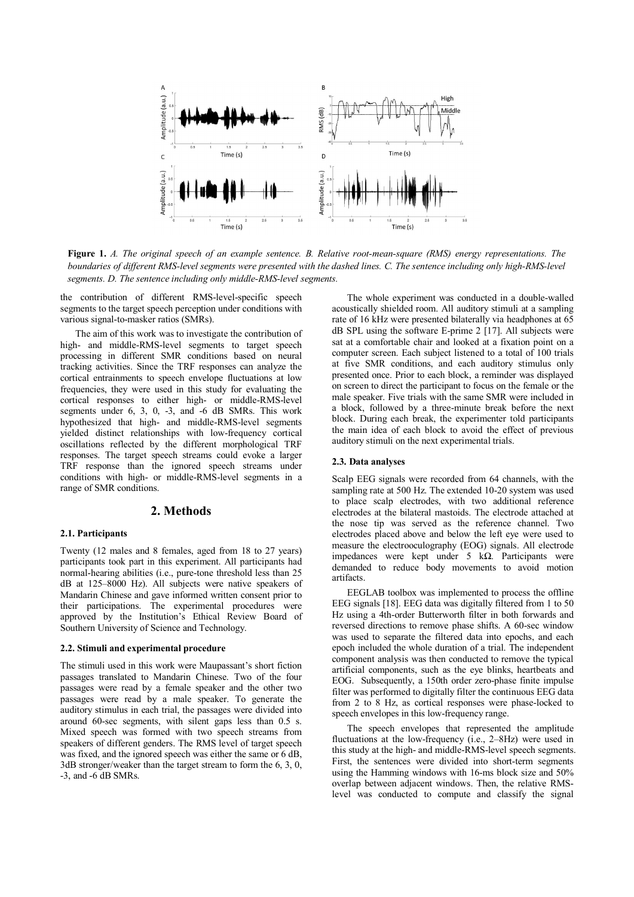**Figure 1.** *A. The original speech of an example sentence. B. Relative root-mean-square (RMS) energy representations. The boundaries of different RMS-level segments were presented with the dashed lines. C. The sentence including only high-RMS-level segments. D. The sentence including only middle-RMS-level segments.*

the contribution of different RMS-level-specific speech segments to the target speech perception under conditions with various signal-to-masker ratios (SMRs).

The aim of this work was to investigate the contribution of high- and middle-RMS-level segments to target speech processing in different SMR conditions based on neural tracking activities. Since the TRF responses can analyze the cortical entrainments to speech envelope fluctuations at low frequencies, they were used in this study for evaluating the cortical responses to either high- or middle-RMS-level segments under 6, 3, 0, -3, and -6 dB SMRs. This work hypothesized that high- and middle-RMS-level segments yielded distinct relationships with low-frequency cortical oscillations reflected by the different morphological TRF responses. The target speech streams could evoke a larger TRF response than the ignored speech streams under conditions with high- or middle-RMS-level segments in a range of SMR conditions.

## 2. Methods

### 2.1. Participants

Twenty (12 males and 8 females, aged from 18 to 27 years) participants took part in this experiment. All participants had normal-hearing abilities (i.e., pure-tone threshold less than 25 dB at 125–8000 Hz). All subjects were native speakers of Mandarin Chinese and gave informed written consent prior to their participations. The experimental procedures were approved by the Institution's Ethical Review Board of Southern University of Science and Technology.

### 2.2. Stimuli and experimental procedure

The stimuli used in this work were Maupassant's short fiction passages translated to Mandarin Chinese. Two of the four passages were read by a female speaker and the other two passages were read by a male speaker. To generate the auditory stimulus in each trial, the passages were divided into around 60-sec segments, with silent gaps less than 0.5 s. Mixed speech was formed with two speech streams from speakers of different genders. The RMS level of target speech was fixed, and the ignored speech was either the same or 6 dB, 3dB stronger/weaker than the target stream to form the 6, 3, 0, -3, and -6 dB SMRs.

The whole experiment was conducted in a double-walled acoustically shielded room. All auditory stimuli at a sampling rate of 16 kHz were presented bilaterally via headphones at 65 dB SPL using the software E-prime 2 [17]. All subjects were sat at a comfortable chair and looked at a fixation point on a computer screen. Each subject listened to a total of 100 trials at five SMR conditions, and each auditory stimulus only presented once. Prior to each block, a reminder was displayed on screen to direct the participant to focus on the female or the male speaker. Five trials with the same SMR were included in a block, followed by a three-minute break before the next block. During each break, the experimenter told participants the main idea of each block to avoid the effect of previous auditory stimuli on the next experimental trials.

### 2.3. Data analyses

Scalp EEG signals were recorded from 64 channels, with the sampling rate at 500 Hz. The extended 10-20 system was used to place scalp electrodes, with two additional reference electrodes at the bilateral mastoids. The electrode attached at the nose tip was served as the reference channel. Two electrodes placed above and below the left eye were used to measure the electrooculography (EOG) signals. All electrode impedances were kept under 5 kΩ. Participants were demanded to reduce body movements to avoid motion artifacts.

EEGLAB toolbox was implemented to process the offline EEG signals [18]. EEG data was digitally filtered from 1 to 50 Hz using a 4th-order Butterworth filter in both forwards and reversed directions to remove phase shifts. A 60-sec window was used to separate the filtered data into epochs, and each epoch included the whole duration of a trial. The independent component analysis was then conducted to remove the typical artificial components, such as the eye blinks, heartbeats and EOG. Subsequently, a 150th order zero-phase finite impulse filter was performed to digitally filter the continuous EEG data from 2 to 8 Hz, as cortical responses were phase-locked to speech envelopes in this low-frequency range.

The speech envelopes that represented the amplitude fluctuations at the low-frequency (i.e., 2–8Hz) were used in this study at the high- and middle-RMS-level speech segments. First, the sentences were divided into short-term segments using the Hamming windows with 16-ms block size and 50% overlap between adjacent windows. Then, the relative RMS-level was conducted to compute and classify the signal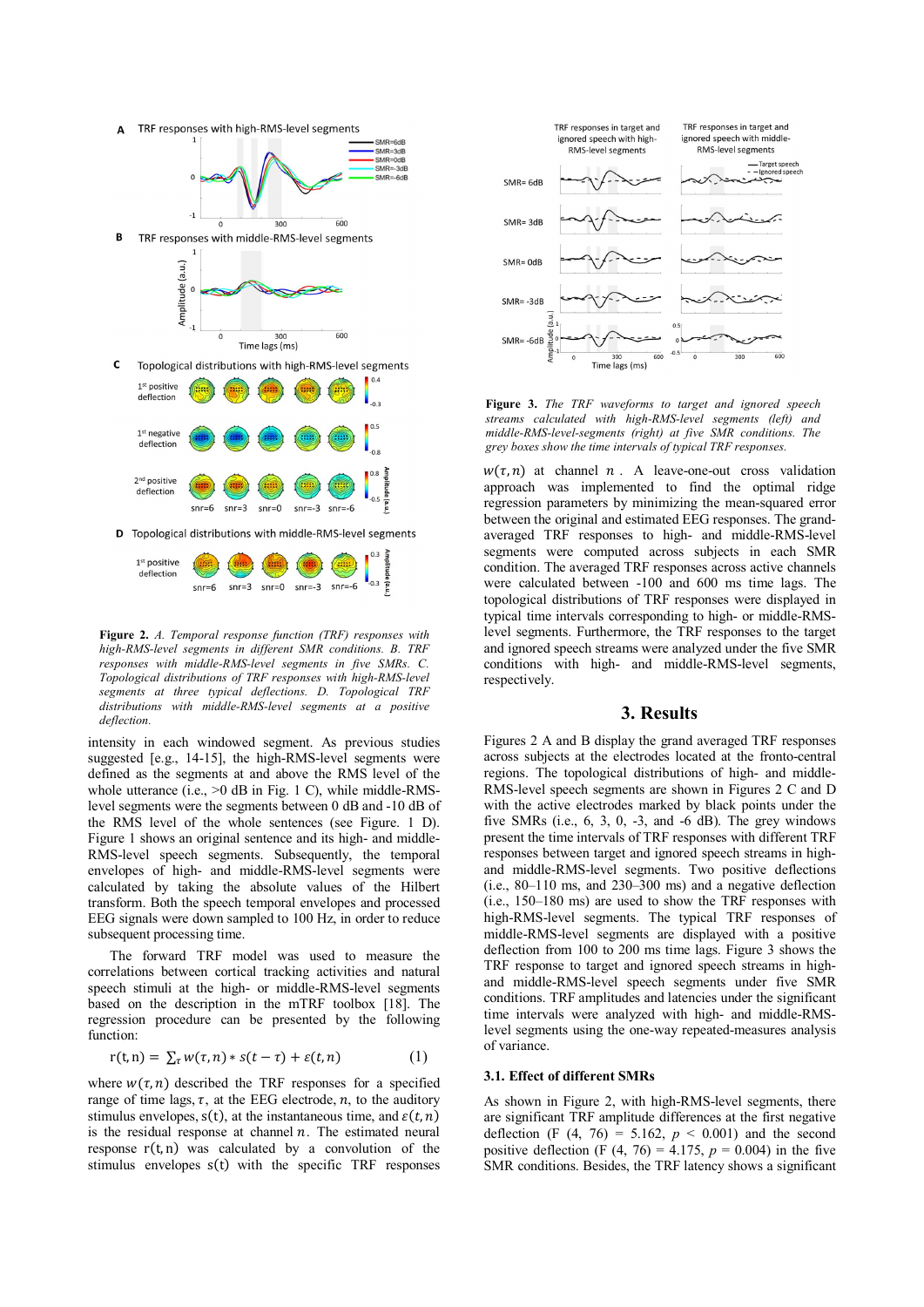**Figure 2.** *A. Temporal response function (TRF) responses with high-RMS-level segments in different SMR conditions. B. TRF responses with middle-RMS-level segments in five SMRs. C. Topological distributions of TRF responses with high-RMS-level segments at three typical deflections. D. Topological TRF distributions with middle-RMS-level segments at a positive deflection.*

intensity in each windowed segment. As previous studies suggested [e.g., 14-15], the high-RMS-level segments were defined as the segments at and above the RMS level of the whole utterance (i.e., >0 dB in Fig. 1 C), while middle-RMS-level segments were the segments between 0 dB and -10 dB of the RMS level of the whole sentences (see Figure. 1 D). Figure 1 shows an original sentence and its high- and middle-RMS-level speech segments. Subsequently, the temporal envelopes of high- and middle-RMS-level segments were calculated by taking the absolute values of the Hilbert transform. Both the speech temporal envelopes and processed EEG signals were down sampled to 100 Hz, in order to reduce subsequent processing time.

The forward TRF model was used to measure the correlations between cortical tracking activities and natural speech stimuli at the high- or middle-RMS-level segments based on the description in the mTRF toolbox [18]. The regression procedure can be presented by the following function:

$$\mathrm{r}(\mathrm{t},\mathrm{n}) = \sum_{\tau} w(\tau,n) * s(t-\tau) + \varepsilon(t,n) \qquad (1)$$

where $w(\tau,n)$ described the TRF responses for a specified time range of time lags, $\tau$, at the EEG electrode, $n$, to the auditory stimulus envelopes, $\mathrm{s(t)}$, at the instantaneous time, and $\varepsilon(t,n)$ is the residual response at channel $n$. The estimated neural response $\mathrm{r(t,n)}$ was calculated by a convolution of the stimulus envelopes $\mathrm{s(t)}$ with the specific TRF responses $w(\tau,n)$ at channel $n$. A leave-one-out cross validation approach was implemented to find the optimal ridge regression parameters by minimizing the mean-squared error between the original and estimated EEG responses. The grand-averaged TRF responses to high- and middle-RMS-level segments were computed across subjects in each SMR condition. The averaged TRF responses across active channels were calculated between -100 and 600 ms time lags. The topological distributions of TRF responses were displayed in typical time intervals corresponding to high- or middle-RMS-level segments. Furthermore, the TRF responses to the target and ignored speech streams were analyzed under the five SMR conditions with high- and middle-RMS-level segments, respectively.

**Figure 3.** *The TRF waveforms to target and ignored speech streams calculated with high-RMS-level segments (left) and middle-RMS-level-segments (right) at five SMR conditions. The grey boxes show the time intervals of typical TRF responses.*

## 3. Results

Figures 2 A and B display the grand averaged TRF responses across subjects at the electrodes located at the fronto-central regions. The topological distributions of high- and middle-RMS-level speech segments are shown in Figures 2 C and D with the active electrodes marked by black points under the five SMRs (i.e., 6, 3, 0, -3, and -6 dB). The grey windows present the time intervals of TRF responses with different TRF responses between target and ignored speech streams in high- and middle-RMS-level segments. Two positive deflections (i.e., 80–110 ms, and 230–300 ms) and a negative deflection (i.e., 150–180 ms) are used to show the TRF responses with high-RMS-level segments. The typical TRF responses of middle-RMS-level segments are displayed with a positive deflection from 100 to 200 ms time lags. Figure 3 shows the TRF response to target and ignored speech streams in high- and middle-RMS-level speech segments under five SMR conditions. TRF amplitudes and latencies under the significant time intervals were analyzed with high- and middle-RMS-level segments using the one-way repeated-measures analysis of variance.

### 3.1. Effect of different SMRs

As shown in Figure 2, with high-RMS-level segments, there are significant TRF amplitude differences at the first negative deflection ($F(4, 76) = 5.162$, $p < 0.001$) and the second positive deflection ($F(4, 76) = 4.175$, $p = 0.004$) in the five SMR conditions. Besides, the TRF latency shows a significant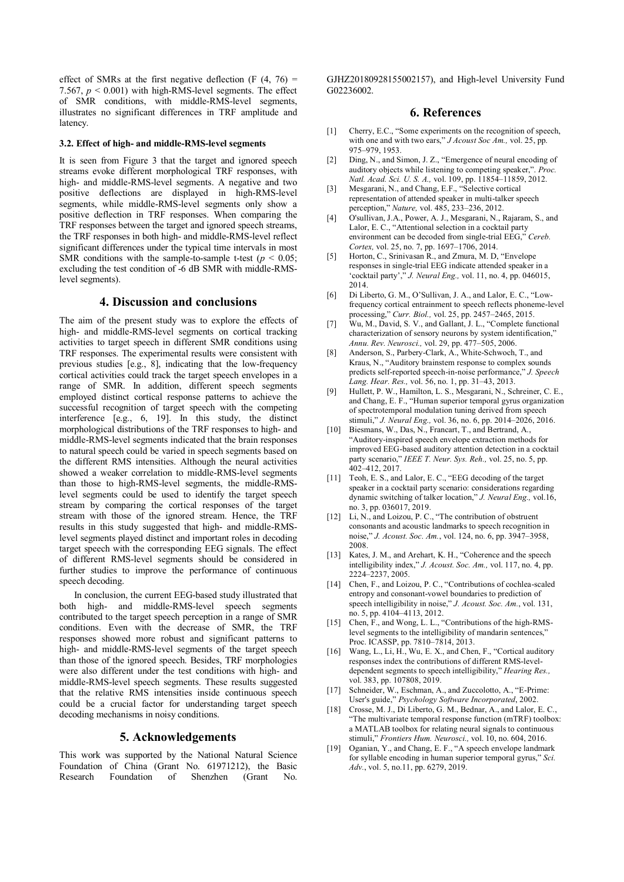effect of SMRs at the first negative deflection ($F(4, 76) = 7.567$, $p < 0.001$) with high-RMS-level segments. The effect of SMR conditions, with middle-RMS-level segments, illustrates no significant differences in TRF amplitude and latency.

### 3.2. Effect of high- and middle-RMS-level segments

It is seen from Figure 3 that the target and ignored speech streams evoke different morphological TRF responses, with high- and middle-RMS-level segments. A negative and two positive deflections are displayed in high-RMS-level segments, while middle-RMS-level segments only show a positive deflection in TRF responses. When comparing the TRF responses between the target and ignored speech streams, the TRF responses in both high- and middle-RMS-level reflect significant differences under the typical time intervals in most SMR conditions with the sample-to-sample t-test ($p < 0.05$; excluding the test condition of -6 dB SMR with middle-RMS-level segments).

## 4. Discussion and conclusions

The aim of the present study was to explore the effects of high- and middle-RMS-level segments on cortical tracking activities to target speech in different SMR conditions using TRF responses. The experimental results were consistent with previous studies [e.g., 8], indicating that the low-frequency cortical activities could track the target speech envelopes in a range of SMR. In addition, different speech segments employed distinct cortical response patterns to achieve the successful recognition of target speech with the competing interference [e.g., 6, 19]. In this study, the distinct morphological distributions of the TRF responses to high- and middle-RMS-level segments indicated that the brain responses to natural speech could be varied in speech segments based on the different RMS intensities. Although the neural activities showed a weaker correlation to middle-RMS-level segments than those to high-RMS-level segments, the middle-RMS-level segments could be used to identify the target speech stream by comparing the cortical responses of the target stream with those of the ignored stream. Hence, the TRF results in this study suggested that high- and middle-RMS-level segments played distinct and important roles in decoding target speech with the corresponding EEG signals. The effect of different RMS-level segments should be considered in further studies to improve the performance of continuous speech decoding.

In conclusion, the current EEG-based study illustrated that both high- and middle-RMS-level speech segments contributed to the target speech perception in a range of SMR conditions. Even with the decrease of SMR, the TRF responses showed more robust and significant patterns to high- and middle-RMS-level segments of the target speech than those of the ignored speech. Besides, TRF morphologies were also different under the test conditions with high- and middle-RMS-level speech segments. These results suggested that the relative RMS intensities inside continuous speech could be a crucial factor for understanding target speech decoding mechanisms in noisy conditions.

## 5. Acknowledgements

This work was supported by the National Natural Science Foundation of China (Grant No. 61971212), the Basic Research Foundation of Shenzhen (Grant No. GJHZ20180928155002157), and High-level University Fund G02236002.

## 6. References

[1] Cherry, E.C., "Some experiments on the recognition of speech, with one and with two ears," *J Acoust Soc Am.,* vol. 25, pp. 975–979, 1953.

[2] Ding, N., and Simon, J. Z., "Emergence of neural encoding of auditory objects while listening to competing speaker,". *Proc. Natl. Acad. Sci. U. S. A.,* vol. 109, pp. 11854–11859, 2012.

[3] Mesgarani, N., and Chang, E.F., "Selective cortical representation of attended speaker in multi-talker speech perception," *Nature,* vol. 485, 233–236, 2012.

[4] O'sullivan, J.A., Power, A. J., Mesgarani, N., Rajaram, S., and Lalor, E. C., "Attentional selection in a cocktail party environment can be decoded from single-trial EEG," *Cereb. Cortex,* vol. 25, no. 7, pp. 1697–1706, 2014.

[5] Horton, C., Srinivasan R., and Zmura, M. D, "Envelope responses in single-trial EEG indicate attended speaker in a 'cocktail party'," *J. Neural Eng.,* vol. 11, no. 4, pp. 046015, 2014.

[6] Di Liberto, G. M., O'Sullivan, J. A., and Lalor, E. C., "Low-frequency cortical entrainment to speech reflects phoneme-level processing," *Curr. Biol.,* vol. 25, pp. 2457–2465, 2015.

[7] Wu, M., David, S. V., and Gallant, J. L., "Complete functional characterization of sensory neurons by system identification," *Annu. Rev. Neurosci.,* vol. 29, pp. 477–505, 2006.

[8] Anderson, S., Parbery-Clark, A., White-Schwoch, T., and Kraus, N., "Auditory brainstem response to complex sounds predicts self-reported speech-in-noise performance," *J. Speech Lang. Hear. Res.,* vol. 56, no. 1, pp. 31–43, 2013.

[9] Hullett, P. W., Hamilton, L. S., Mesgarani, N., Schreiner, C. E., and Chang, E. F., "Human superior temporal gyrus organization of spectrotemporal modulation tuning derived from speech stimuli," *J. Neural Eng.,* vol. 36, no. 6, pp. 2014–2026, 2016.

[10] Biesmans, W., Das, N., Francart, T., and Bertrand, A., "Auditory-inspired speech envelope extraction methods for improved EEG-based auditory attention detection in a cocktail party scenario," *IEEE T. Neur. Sys. Reh.,* vol. 25, no. 5, pp. 402–412, 2017.

[11] Teoh, E. S., and Lalor, E. C., "EEG decoding of the target speaker in a cocktail party scenario: considerations regarding dynamic switching of talker location," *J. Neural Eng.,* vol.16, no. 3, pp. 036017, 2019.

[12] Li, N., and Loizou, P. C., "The contribution of obstruent consonants and acoustic landmarks to speech recognition in noise," *J. Acoust. Soc. Am.*, vol. 124, no. 6, pp. 3947–3958, 2008.

[13] Kates, J. M., and Arehart, K. H., "Coherence and the speech intelligibility index," *J. Acoust. Soc. Am.,* vol. 117, no. 4, pp. 2224–2237, 2005.

[14] Chen, F., and Loizou, P. C., "Contributions of cochlea-scaled entropy and consonant-vowel boundaries to prediction of speech intelligibility in noise," *J. Acoust. Soc. Am.*, vol. 131, no. 5, pp. 4104–4113, 2012.

[15] Chen, F., and Wong, L. L., "Contributions of the high-RMS-level segments to the intelligibility of mandarin sentences," Proc. ICASSP, pp. 7810–7814, 2013.

[16] Wang, L., Li, H., Wu, E. X., and Chen, F., "Cortical auditory responses index the contributions of different RMS-level-dependent segments to speech intelligibility," *Hearing Res.,* vol. 383, pp. 107808, 2019.

[17] Schneider, W., Eschman, A., and Zuccolotto, A., "E-Prime: User's guide," *Psychology Software Incorporated*, 2002.

[18] Crosse, M. J., Di Liberto, G. M., Bednar, A., and Lalor, E. C., "The multivariate temporal response function (mTRF) toolbox: a MATLAB toolbox for relating neural signals to continuous stimuli," *Frontiers Hum. Neurosci.,* vol. 10, no. 604, 2016.

[19] Oganian, Y., and Chang, E. F., "A speech envelope landmark for syllable encoding in human superior temporal gyrus," *Sci. Adv.*, vol. 5, no.11, pp. 6279, 2019.